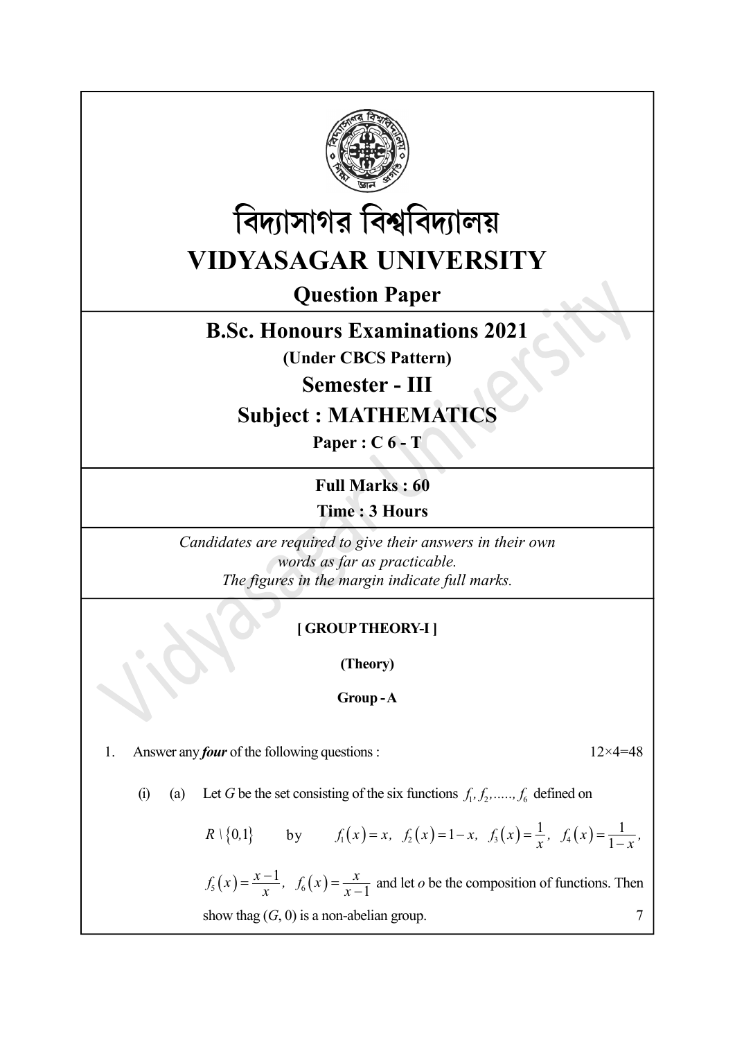# বিদ্যাসাগর বিশ্ববিদ্যালয়

# VIDYASAGAR UNIVERSITY

## Question Paper

## B.Sc. Honours Examinations 2021

**(Under CBCS Pattern)**

## Semester - III

## Subject : MATHEMATICS

**Paper : C 6 - T**

**Full Marks : 60**

**Time : 3 Hours**

*Candidates are required to give their answers in their own words as far as practicable.*
*The figures in the margin indicate full marks.*

**[ GROUP THEORY-I ]**

**(Theory)**

**Group - A**

1. Answer any ***four*** of the following questions : 12×4=48

(i) (a) Let $G$ be the set consisting of the six functions $f_1, f_2, \ldots\ldots, f_6$ defined on $R \setminus \{0,1\}$ by $f_1(x) = x,\ f_2(x) = 1-x,\ f_3(x) = \frac{1}{x},\ f_4(x) = \frac{1}{1-x},$ $f_5(x) = \frac{x-1}{x},\ f_6(x) = \frac{x}{x-1}$ and let $o$ be the composition of functions. Then show thag $(G, 0)$ is a non-abelian group. 7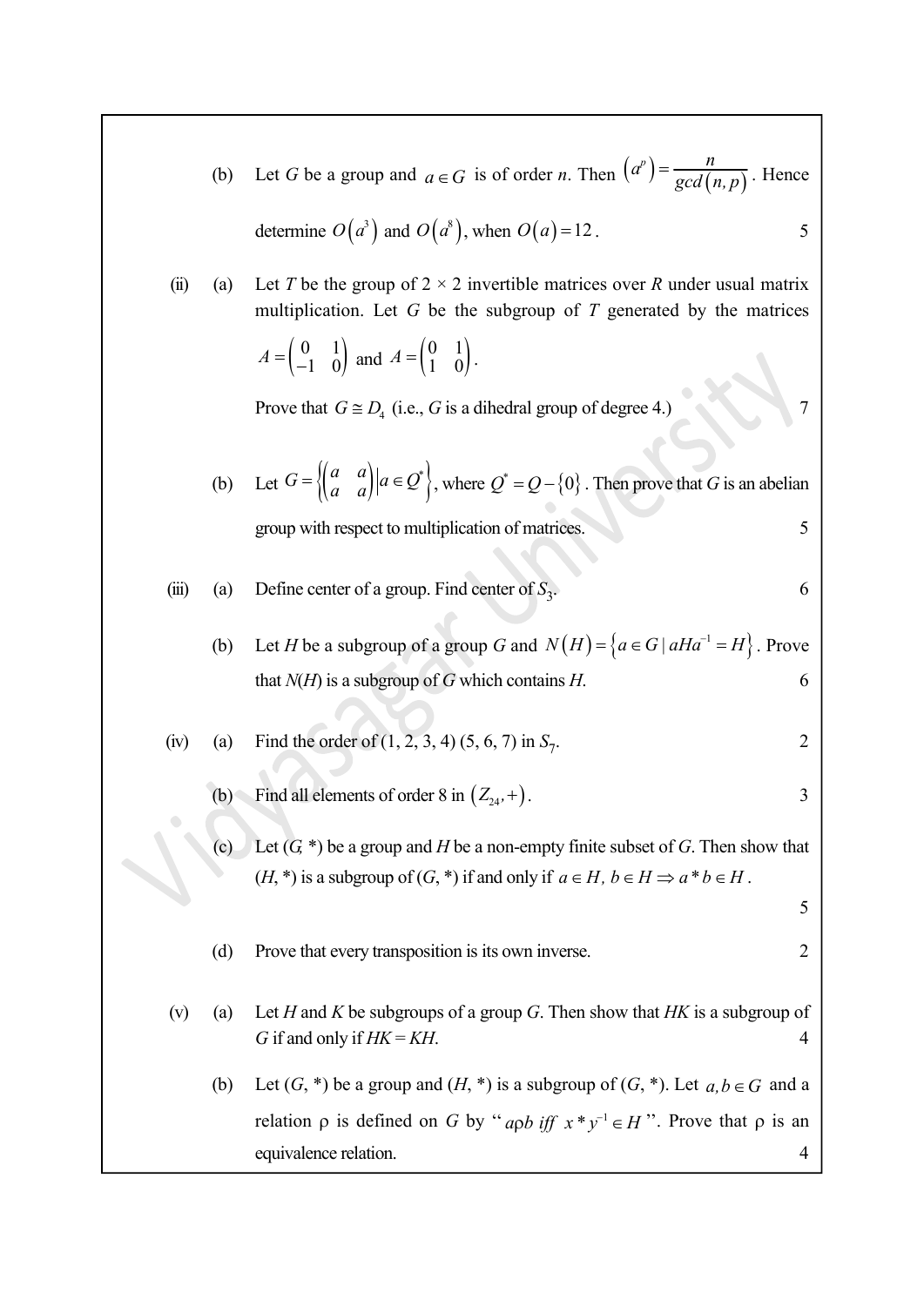(b) Let $G$ be a group and $a \in G$ is of order $n$. Then $\left(a^p\right) = \dfrac{n}{gcd(n, p)}$. Hence determine $O\left(a^3\right)$ and $O\left(a^8\right)$, when $O(a) = 12$. 5

(ii) (a) Let $T$ be the group of 2 × 2 invertible matrices over $R$ under usual matrix multiplication. Let $G$ be the subgroup of $T$ generated by the matrices $A = \begin{pmatrix} 0 & 1 \\ -1 & 0 \end{pmatrix}$ and $A = \begin{pmatrix} 0 & 1 \\ 1 & 0 \end{pmatrix}$.

Prove that $G \cong D_4$ (i.e., $G$ is a dihedral group of degree 4.) 7

(b) Let $G = \left\{ \begin{pmatrix} a & a \\ a & a \end{pmatrix} \middle| a \in Q^* \right\}$, where $Q^* = Q - \{0\}$. Then prove that $G$ is an abelian group with respect to multiplication of matrices. 5

(iii) (a) Define center of a group. Find center of $S_3$. 6

(b) Let $H$ be a subgroup of a group $G$ and $N(H) = \left\{a \in G \mid aHa^{-1} = H\right\}$. Prove that $N(H)$ is a subgroup of $G$ which contains $H$. 6

(iv) (a) Find the order of (1, 2, 3, 4) (5, 6, 7) in $S_7$. 2

(b) Find all elements of order 8 in $\left(Z_{24}, +\right)$. 3

(c) Let ($G$, *) be a group and $H$ be a non-empty finite subset of $G$. Then show that ($H$, *) is a subgroup of ($G$, *) if and only if $a \in H,\ b \in H \Rightarrow a * b \in H$. 5

(d) Prove that every transposition is its own inverse. 2

(v) (a) Let $H$ and $K$ be subgroups of a group $G$. Then show that $HK$ is a subgroup of $G$ if and only if $HK = KH$. 4

(b) Let ($G$, *) be a group and ($H$, *) is a subgroup of ($G$, *). Let $a, b \in G$ and a relation ρ is defined on $G$ by "$a \rho b$ iff $x * y^{-1} \in H$". Prove that ρ is an equivalence relation. 4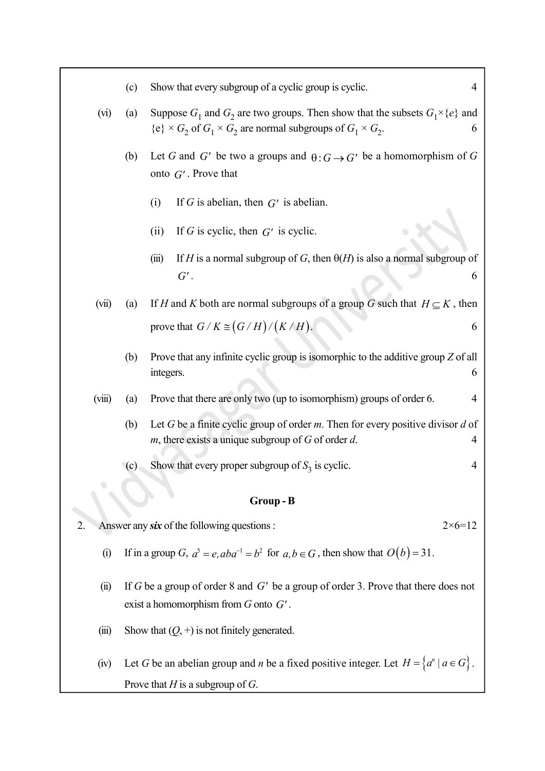(c) Show that every subgroup of a cyclic group is cyclic. 4

(vi) (a) Suppose $G_1$ and $G_2$ are two groups. Then show that the subsets $G_1 \times \{e\}$ and $\{e\} \times G_2$ of $G_1 \times G_2$ are normal subgroups of $G_1 \times G_2$. 6

(b) Let $G$ and $G'$ be two a groups and $\theta : G \to G'$ be a homomorphism of $G$ onto $G'$. Prove that

(i) If $G$ is abelian, then $G'$ is abelian.

(ii) If $G$ is cyclic, then $G'$ is cyclic.

(iii) If $H$ is a normal subgroup of $G$, then $\theta(H)$ is also a normal subgroup of $G'$. 6

(vii) (a) If $H$ and $K$ both are normal subgroups of a group $G$ such that $H \subseteq K$, then prove that $G/K \cong (G/H)/(K/H)$. 6

(b) Prove that any infinite cyclic group is isomorphic to the additive group $Z$ of all integers. 6

(viii) (a) Prove that there are only two (up to isomorphism) groups of order 6. 4

(b) Let $G$ be a finite cyclic group of order $m$. Then for every positive divisor $d$ of $m$, there exists a unique subgroup of $G$ of order $d$. 4

(c) Show that every proper subgroup of $S_3$ is cyclic. 4

## Group - B

2. Answer any ***six*** of the following questions : 2×6=12

(i) If in a group $G$, $a^5 = e, aba^{-1} = b^2$ for $a, b \in G$, then show that $O(b) = 31$.

(ii) If $G$ be a group of order 8 and $G'$ be a group of order 3. Prove that there does not exist a homomorphism from $G$ onto $G'$.

(iii) Show that $(Q, +)$ is not finitely generated.

(iv) Let $G$ be an abelian group and $n$ be a fixed positive integer. Let $H = \{a^n \mid a \in G\}$. Prove that $H$ is a subgroup of $G$.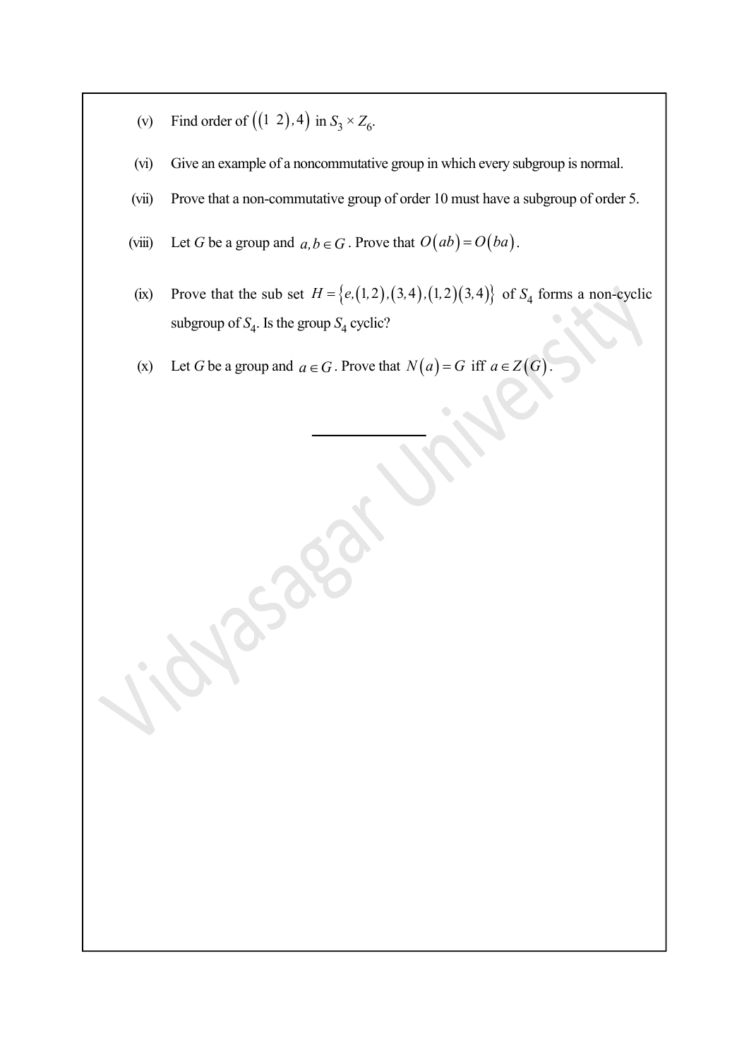(v) Find order of $((1\ 2), 4)$ in $S_3 \times Z_6$.

(vi) Give an example of a noncommutative group in which every subgroup is normal.

(vii) Prove that a non-commutative group of order 10 must have a subgroup of order 5.

(viii) Let $G$ be a group and $a, b \in G$. Prove that $O(ab) = O(ba)$.

(ix) Prove that the sub set $H = \{e, (1,2), (3,4), (1,2)(3,4)\}$ of $S_4$ forms a non-cyclic subgroup of $S_4$. Is the group $S_4$ cyclic?

(x) Let $G$ be a group and $a \in G$. Prove that $N(a) = G$ iff $a \in Z(G)$.